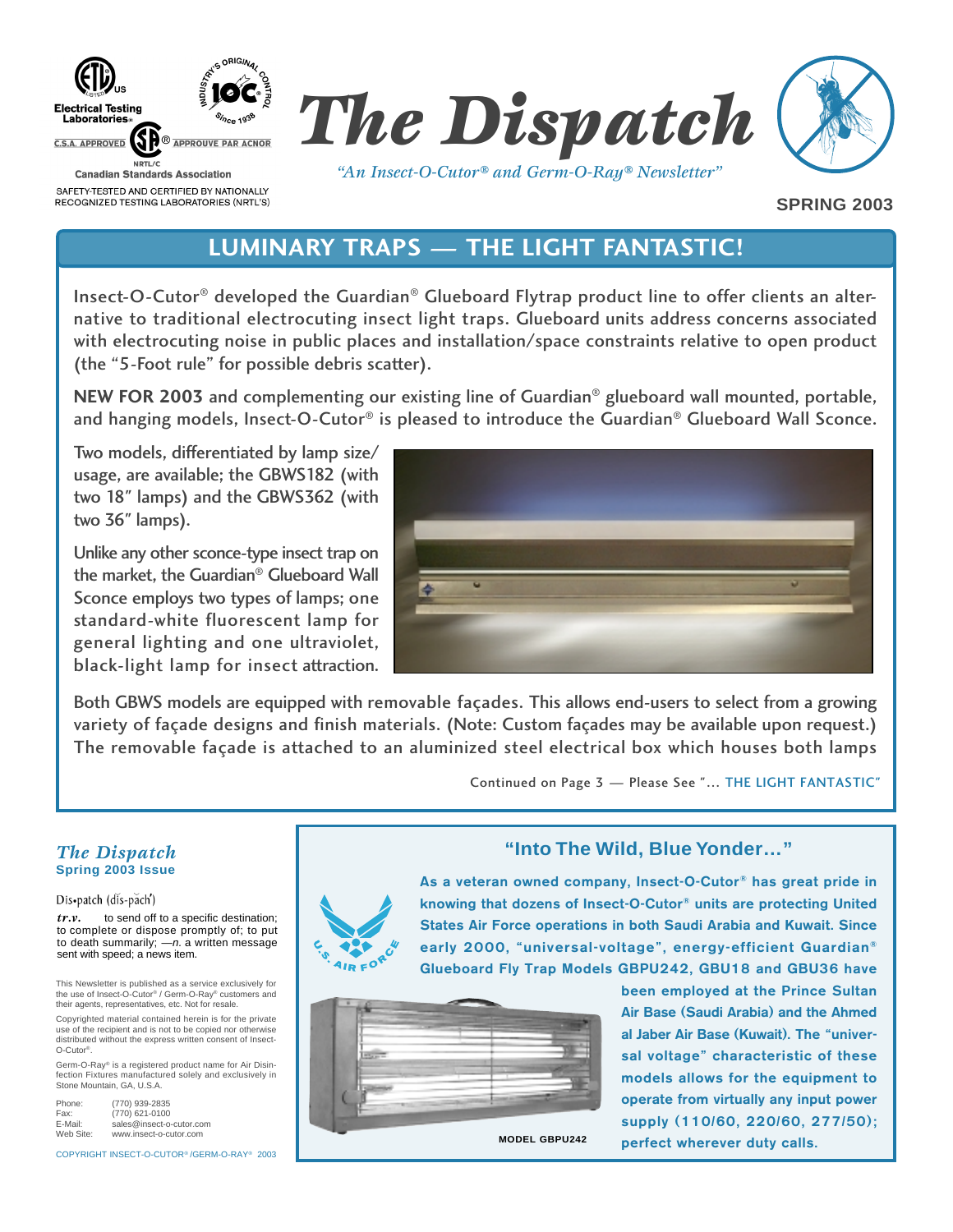Electrical Testing Laboratories

C.S.A. APPROVED — APPROUVE PAR ACNOR

NRTL/C

Canadian Standards Association

SAFETY-TESTED AND CERTIFIED BY NATIONALLY RECOGNIZED TESTING LABORATORIES (NRTL'S)

INDUSTRY'S ORIGINAL IOC CONTROL Since 1938

# The Dispatch

*"An Insect-O-Cutor® and Germ-O-Ray® Newsletter"*

**SPRING 2003**

## LUMINARY TRAPS — THE LIGHT FANTASTIC!

Insect-O-Cutor® developed the Guardian® Glueboard Flytrap product line to offer clients an alternative to traditional electrocuting insect light traps. Glueboard units address concerns associated with electrocuting noise in public places and installation/space constraints relative to open product (the "5-Foot rule" for possible debris scatter).

**NEW FOR 2003** and complementing our existing line of Guardian® glueboard wall mounted, portable, and hanging models, Insect-O-Cutor® is pleased to introduce the Guardian® Glueboard Wall Sconce.

Two models, differentiated by lamp size/usage, are available; the GBWS182 (with two 18" lamps) and the GBWS362 (with two 36" lamps).

Unlike any other sconce-type insect trap on the market, the Guardian® Glueboard Wall Sconce employs two types of lamps; one standard-white fluorescent lamp for general lighting and one ultraviolet, black-light lamp for insect attraction.

Both GBWS models are equipped with removable façades. This allows end-users to select from a growing variety of façade designs and finish materials. (Note: Custom façades may be available upon request.) The removable façade is attached to an aluminized steel electrical box which houses both lamps

Continued on Page 3 — Please See "... THE LIGHT FANTASTIC"

### *The Dispatch*
**Spring 2003 Issue**

Dis•patch (dĭs-păch')

***tr.v.*** to send off to a specific destination; to complete or dispose promptly of; to put to death summarily; —*n.* a written message sent with speed; a news item.

This Newsletter is published as a service exclusively for the use of Insect-O-Cutor® / Germ-O-Ray® customers and their agents, representatives, etc. Not for resale.

Copyrighted material contained herein is for the private use of the recipient and is not to be copied nor otherwise distributed without the express written consent of Insect-O-Cutor®.

Germ-O-Ray® is a registered product name for Air Disinfection Fixtures manufactured solely and exclusively in Stone Mountain, GA, U.S.A.

| | |
|---|---|
| Phone: | (770) 939-2835 |
| Fax: | (770) 621-0100 |
| E-Mail: | sales@insect-o-cutor.com |
| Web Site: | www.insect-o-cutor.com |

COPYRIGHT INSECT-O-CUTOR® /GERM-O-RAY® 2003

## "Into The Wild, Blue Yonder..."

U.S. AIR FORCE

**As a veteran owned company, Insect-O-Cutor® has great pride in knowing that dozens of Insect-O-Cutor® units are protecting United States Air Force operations in both Saudi Arabia and Kuwait. Since early 2000, "universal-voltage", energy-efficient Guardian® Glueboard Fly Trap Models GBPU242, GBU18 and GBU36 have been employed at the Prince Sultan Air Base (Saudi Arabia) and the Ahmed al Jaber Air Base (Kuwait). The "universal voltage" characteristic of these models allows for the equipment to operate from virtually any input power supply (110/60, 220/60, 277/50); perfect wherever duty calls.**

MODEL GBPU242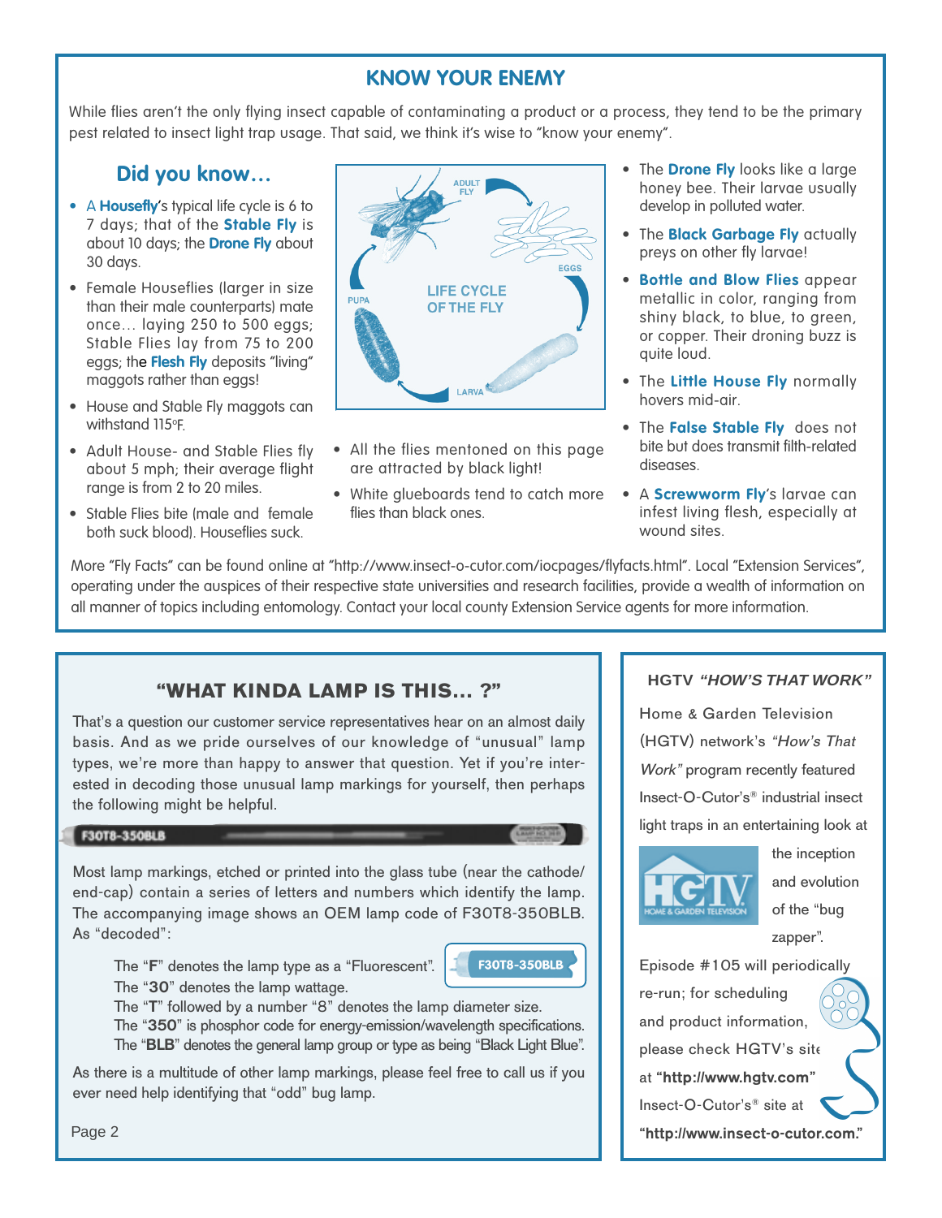## KNOW YOUR ENEMY

While flies aren't the only flying insect capable of contaminating a product or a process, they tend to be the primary pest related to insect light trap usage. That said, we think it's wise to "know your enemy".

### Did you know…

- A **Housefly**'s typical life cycle is 6 to 7 days; that of the **Stable Fly** is about 10 days; the **Drone Fly** about 30 days.
- Female Houseflies (larger in size than their male counterparts) mate once… laying 250 to 500 eggs; Stable Flies lay from 75 to 200 eggs; the **Flesh Fly** deposits "living" maggots rather than eggs!
- House and Stable Fly maggots can withstand 115ºF.
- Adult House- and Stable Flies fly about 5 mph; their average flight range is from 2 to 20 miles.
- Stable Flies bite (male and female both suck blood). Houseflies suck.
- All the flies mentioned on this page are attracted by black light!
- White glueboards tend to catch more flies than black ones.
- The **Drone Fly** looks like a large honey bee. Their larvae usually develop in polluted water.
- The **Black Garbage Fly** actually preys on other fly larvae!
- **Bottle and Blow Flies** appear metallic in color, ranging from shiny black, to blue, to green, or copper. Their droning buzz is quite loud.
- The **Little House Fly** normally hovers mid-air.
- The **False Stable Fly** does not bite but does transmit filth-related diseases.
- A **Screwworm Fly**'s larvae can infest living flesh, especially at wound sites.

LIFE CYCLE OF THE FLY: ADULT FLY → EGGS → LARVA → PUPA

More "Fly Facts" can be found online at "http://www.insect-o-cutor.com/iocpages/flyfacts.html". Local "Extension Services", operating under the auspices of their respective state universities and research facilities, provide a wealth of information on all manner of topics including entomology. Contact your local county Extension Service agents for more information.

## "WHAT KINDA LAMP IS THIS… ?"

That's a question our customer service representatives hear on an almost daily basis. And as we pride ourselves of our knowledge of "unusual" lamp types, we're more than happy to answer that question. Yet if you're interested in decoding those unusual lamp markings for yourself, then perhaps the following might be helpful.

F30T8-350BLB

Most lamp markings, etched or printed into the glass tube (near the cathode/end-cap) contain a series of letters and numbers which identify the lamp. The accompanying image shows an OEM lamp code of F30T8-350BLB. As "decoded":

The "**F**" denotes the lamp type as a "Fluorescent".
The "**30**" denotes the lamp wattage.
The "**T**" followed by a number "8" denotes the lamp diameter size.
The "**350**" is phosphor code for energy-emission/wavelength specifications.
The "**BLB**" denotes the general lamp group or type as being "Black Light Blue".

As there is a multitude of other lamp markings, please feel free to call us if you ever need help identifying that "odd" bug lamp.

## HGTV *"HOW'S THAT WORK"*

Home & Garden Television (HGTV) network's *"How's That Work"* program recently featured Insect-O-Cutor's® industrial insect light traps in an entertaining look at the inception and evolution of the "bug zapper".

Episode #105 will periodically re-run; for scheduling and product information, please check HGTV's site at **"http://www.hgtv.com"** Insect-O-Cutor's® site at **"http://www.insect-o-cutor.com."**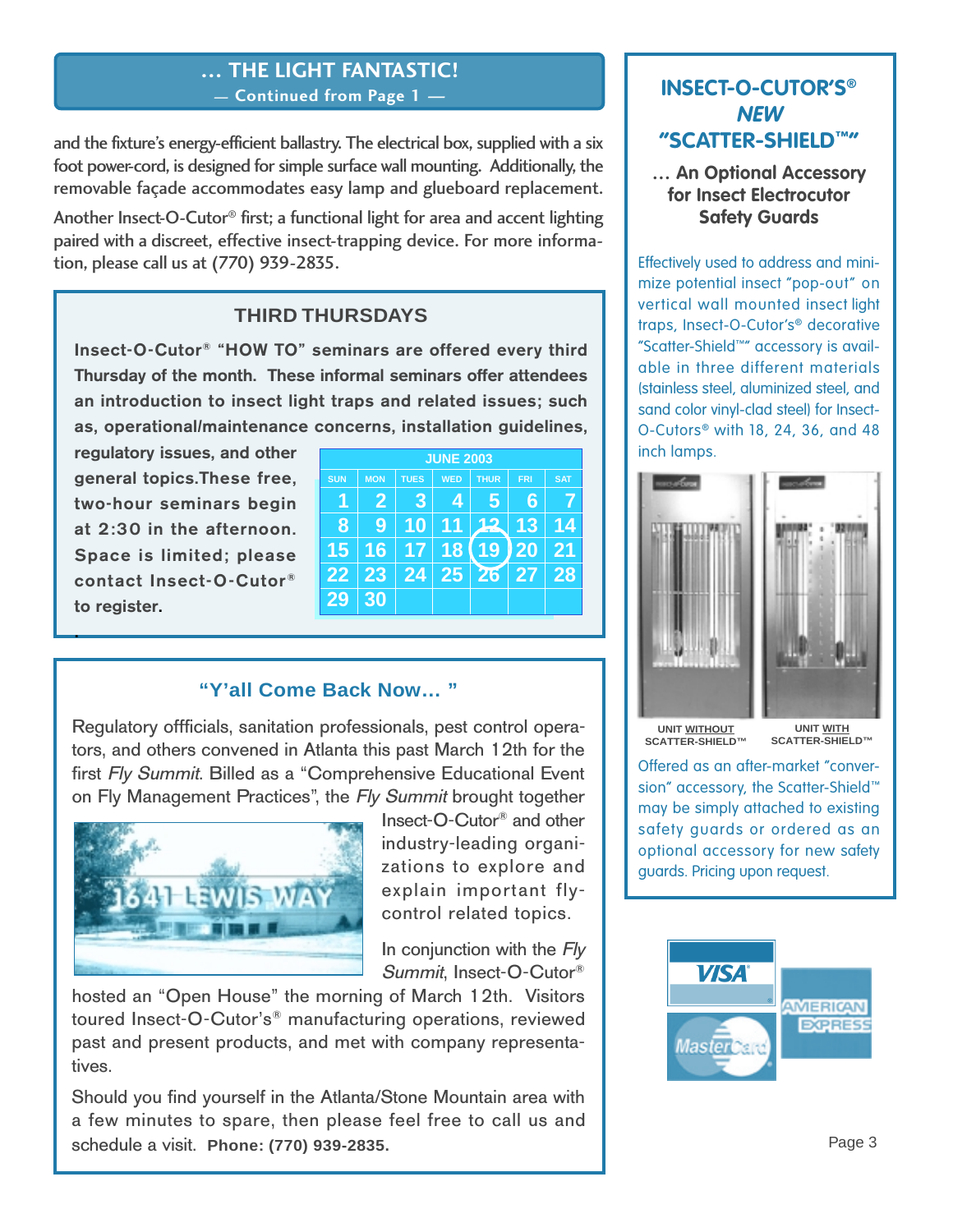## ... THE LIGHT FANTASTIC!

**— Continued from Page 1 —**

and the fixture's energy-efficient ballastry. The electrical box, supplied with a six foot power-cord, is designed for simple surface wall mounting. Additionally, the removable façade accommodates easy lamp and glueboard replacement.

Another Insect-O-Cutor® first; a functional light for area and accent lighting paired with a discreet, effective insect-trapping device. For more information, please call us at (770) 939-2835.

## THIRD THURSDAYS

**Insect-O-Cutor® "HOW TO" seminars are offered every third Thursday of the month. These informal seminars offer attendees an introduction to insect light traps and related issues; such as, operational/maintenance concerns, installation guidelines, regulatory issues, and other general topics.These free, two-hour seminars begin at 2:30 in the afternoon. Space is limited; please contact Insect-O-Cutor® to register.**

| JUNE 2003 | | | | | | |
|---|---|---|---|---|---|---|
| SUN | MON | TUES | WED | THUR | FRI | SAT |
| 1 | 2 | 3 | 4 | 5 | 6 | 7 |
| 8 | 9 | 10 | 11 | ~~12~~ | 13 | 14 |
| 15 | 16 | 17 | 18 | (19) | 20 | 21 |
| 22 | 23 | 24 | 25 | 26 | 27 | 28 |
| 29 | 30 | | | | | |

## "Y'all Come Back Now... "

Regulatory offficials, sanitation professionals, pest control operators, and others convened in Atlanta this past March 12th for the first *Fly Summit*. Billed as a "Comprehensive Educational Event on Fly Management Practices", the *Fly Summit* brought together Insect-O-Cutor® and other industry-leading organizations to explore and explain important fly-control related topics.

In conjunction with the *Fly Summit*, Insect-O-Cutor® hosted an "Open House" the morning of March 12th. Visitors toured Insect-O-Cutor's® manufacturing operations, reviewed past and present products, and met with company representatives.

Should you find yourself in the Atlanta/Stone Mountain area with a few minutes to spare, then please feel free to call us and schedule a visit. **Phone: (770) 939-2835.**

## INSECT-O-CUTOR'S® *NEW* "SCATTER-SHIELD™"

**... An Optional Accessory for Insect Electrocutor Safety Guards**

Effectively used to address and minimize potential insect "pop-out" on vertical wall mounted insect light traps, Insect-O-Cutor's® decorative "Scatter-Shield™" accessory is available in three different materials (stainless steel, aluminized steel, and sand color vinyl-clad steel) for Insect-O-Cutors® with 18, 24, 36, and 48 inch lamps.

UNIT <u>WITHOUT</u> SCATTER-SHIELD™ — UNIT <u>WITH</u> SCATTER-SHIELD™

Offered as an after-market "conversion" accessory, the Scatter-Shield™ may be simply attached to existing safety guards or ordered as an optional accessory for new safety guards. Pricing upon request.

VISA — MasterCard — AMERICAN EXPRESS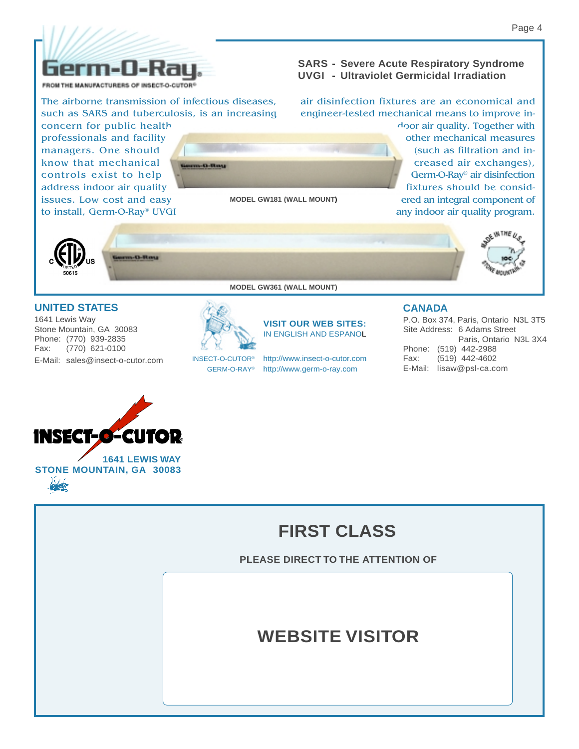# Germ-O-Ray

FROM THE MANUFACTURERS OF INSECT-O-CUTOR®

**SARS - Severe Acute Respiratory Syndrome**
**UVGI - Ultraviolet Germicidal Irradiation**

The airborne transmission of infectious diseases, such as SARS and tuberculosis, is an increasing concern for public health professionals and facility managers. One should know that mechanical controls exist to help address indoor air quality issues. Low cost and easy to install, Germ-O-Ray® UVGI air disinfection fixtures are an economical and engineer-tested mechanical means to improve indoor air quality. Together with other mechanical measures (such as filtration and increased air exchanges), Germ-O-Ray® air disinfection fixtures should be considered an integral component of any indoor air quality program.

**MODEL GW181 (WALL MOUNT)**

**MODEL GW361 (WALL MOUNT)**

c ETL us LISTED 50615

MADE IN THE U.S.A. STONE MOUNTAIN, GA

## UNITED STATES

1641 Lewis Way
Stone Mountain, GA 30083
Phone: (770) 939-2835
Fax: (770) 621-0100
E-Mail: sales@insect-o-cutor.com

**VISIT OUR WEB SITES:**
IN ENGLISH AND ESPANOL

INSECT-O-CUTOR® http://www.insect-o-cutor.com
GERM-O-RAY® http://www.germ-o-ray.com

## CANADA

P.O. Box 374, Paris, Ontario N3L 3T5
Site Address: 6 Adams Street
Paris, Ontario N3L 3X4
Phone: (519) 442-2988
Fax: (519) 442-4602
E-Mail: lisaw@psl-ca.com

**INSECT-O-CUTOR®**
**1641 LEWIS WAY**
**STONE MOUNTAIN, GA 30083**

# FIRST CLASS

**PLEASE DIRECT TO THE ATTENTION OF**

# WEBSITE VISITOR